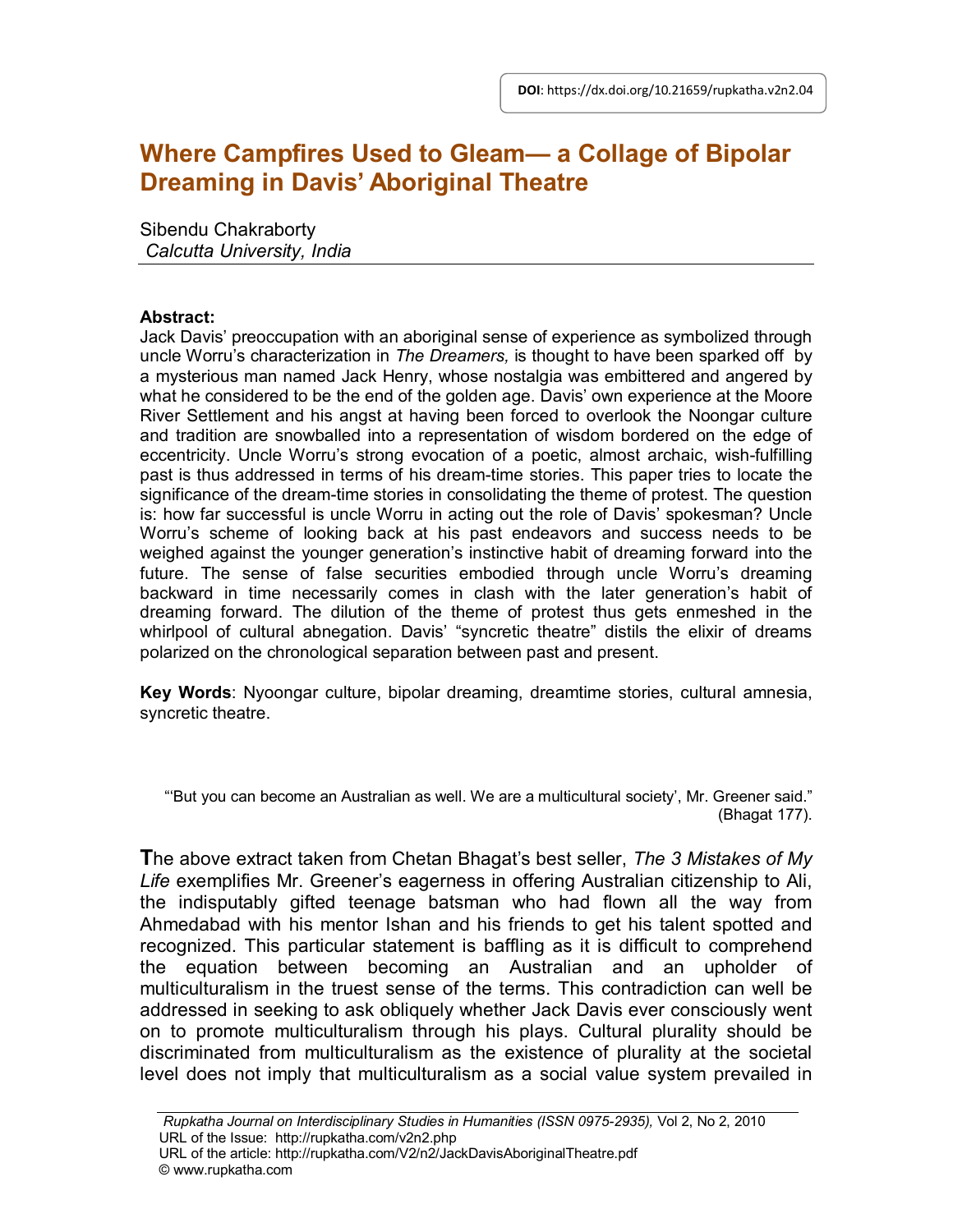DOI: https://dx.doi.org/10.21659/rupkatha.v2n2.04

# Where Campfires Used to Gleam— a Collage of Bipolar Dreaming in Davis' Aboriginal Theatre

Sibendu Chakraborty
*Calcutta University, India*

**Abstract:**
Jack Davis' preoccupation with an aboriginal sense of experience as symbolized through uncle Worru's characterization in *The Dreamers,* is thought to have been sparked off by a mysterious man named Jack Henry, whose nostalgia was embittered and angered by what he considered to be the end of the golden age. Davis' own experience at the Moore River Settlement and his angst at having been forced to overlook the Noongar culture and tradition are snowballed into a representation of wisdom bordered on the edge of eccentricity. Uncle Worru's strong evocation of a poetic, almost archaic, wish-fulfilling past is thus addressed in terms of his dream-time stories. This paper tries to locate the significance of the dream-time stories in consolidating the theme of protest. The question is: how far successful is uncle Worru in acting out the role of Davis' spokesman? Uncle Worru's scheme of looking back at his past endeavors and success needs to be weighed against the younger generation's instinctive habit of dreaming forward into the future. The sense of false securities embodied through uncle Worru's dreaming backward in time necessarily comes in clash with the later generation's habit of dreaming forward. The dilution of the theme of protest thus gets enmeshed in the whirlpool of cultural abnegation. Davis' "syncretic theatre" distils the elixir of dreams polarized on the chronological separation between past and present.

**Key Words**: Nyoongar culture, bipolar dreaming, dreamtime stories, cultural amnesia, syncretic theatre.

> "'But you can become an Australian as well. We are a multicultural society', Mr. Greener said." (Bhagat 177).

**T**he above extract taken from Chetan Bhagat's best seller, *The 3 Mistakes of My Life* exemplifies Mr. Greener's eagerness in offering Australian citizenship to Ali, the indisputably gifted teenage batsman who had flown all the way from Ahmedabad with his mentor Ishan and his friends to get his talent spotted and recognized. This particular statement is baffling as it is difficult to comprehend the equation between becoming an Australian and an upholder of multiculturalism in the truest sense of the terms. This contradiction can well be addressed in seeking to ask obliquely whether Jack Davis ever consciously went on to promote multiculturalism through his plays. Cultural plurality should be discriminated from multiculturalism as the existence of plurality at the societal level does not imply that multiculturalism as a social value system prevailed in

*Rupkatha Journal on Interdisciplinary Studies in Humanities (ISSN 0975-2935),* Vol 2, No 2, 2010
URL of the Issue: http://rupkatha.com/v2n2.php
URL of the article: http://rupkatha.com/V2/n2/JackDavisAboriginalTheatre.pdf
© www.rupkatha.com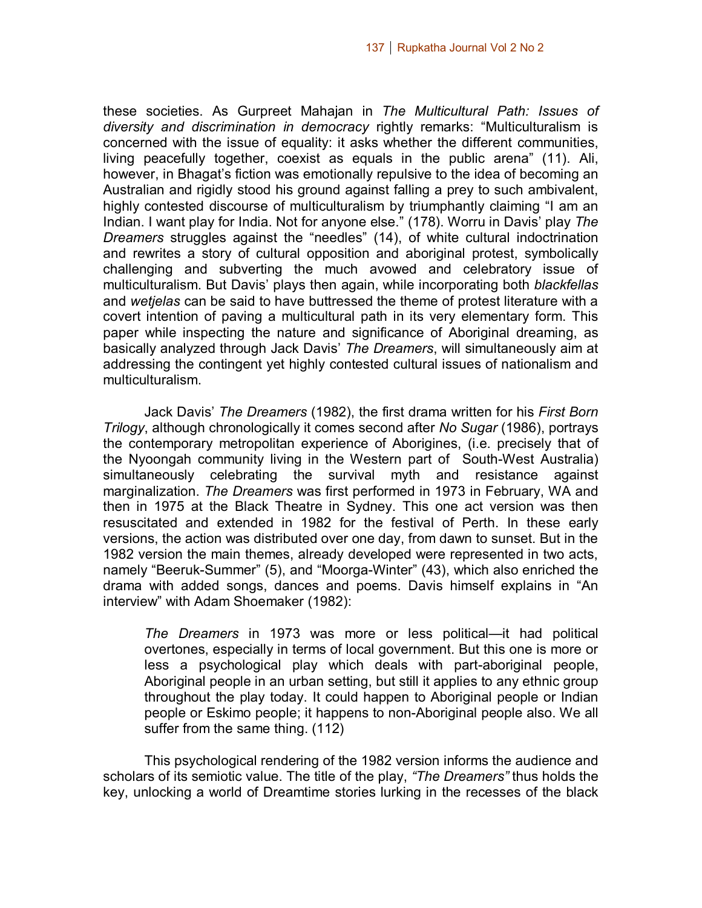these societies. As Gurpreet Mahajan in *The Multicultural Path: Issues of diversity and discrimination in democracy* rightly remarks: "Multiculturalism is concerned with the issue of equality: it asks whether the different communities, living peacefully together, coexist as equals in the public arena" (11). Ali, however, in Bhagat's fiction was emotionally repulsive to the idea of becoming an Australian and rigidly stood his ground against falling a prey to such ambivalent, highly contested discourse of multiculturalism by triumphantly claiming "I am an Indian. I want play for India. Not for anyone else." (178). Worru in Davis' play *The Dreamers* struggles against the "needles" (14), of white cultural indoctrination and rewrites a story of cultural opposition and aboriginal protest, symbolically challenging and subverting the much avowed and celebratory issue of multiculturalism. But Davis' plays then again, while incorporating both *blackfellas* and *wetjelas* can be said to have buttressed the theme of protest literature with a covert intention of paving a multicultural path in its very elementary form. This paper while inspecting the nature and significance of Aboriginal dreaming, as basically analyzed through Jack Davis' *The Dreamers*, will simultaneously aim at addressing the contingent yet highly contested cultural issues of nationalism and multiculturalism.

Jack Davis' *The Dreamers* (1982), the first drama written for his *First Born Trilogy*, although chronologically it comes second after *No Sugar* (1986), portrays the contemporary metropolitan experience of Aborigines, (i.e. precisely that of the Nyoongah community living in the Western part of South-West Australia) simultaneously celebrating the survival myth and resistance against marginalization. *The Dreamers* was first performed in 1973 in February, WA and then in 1975 at the Black Theatre in Sydney. This one act version was then resuscitated and extended in 1982 for the festival of Perth. In these early versions, the action was distributed over one day, from dawn to sunset. But in the 1982 version the main themes, already developed were represented in two acts, namely "Beeruk-Summer" (5), and "Moorga-Winter" (43), which also enriched the drama with added songs, dances and poems. Davis himself explains in "An interview" with Adam Shoemaker (1982):

> *The Dreamers* in 1973 was more or less political—it had political overtones, especially in terms of local government. But this one is more or less a psychological play which deals with part-aboriginal people, Aboriginal people in an urban setting, but still it applies to any ethnic group throughout the play today. It could happen to Aboriginal people or Indian people or Eskimo people; it happens to non-Aboriginal people also. We all suffer from the same thing. (112)

This psychological rendering of the 1982 version informs the audience and scholars of its semiotic value. The title of the play, *"The Dreamers"* thus holds the key, unlocking a world of Dreamtime stories lurking in the recesses of the black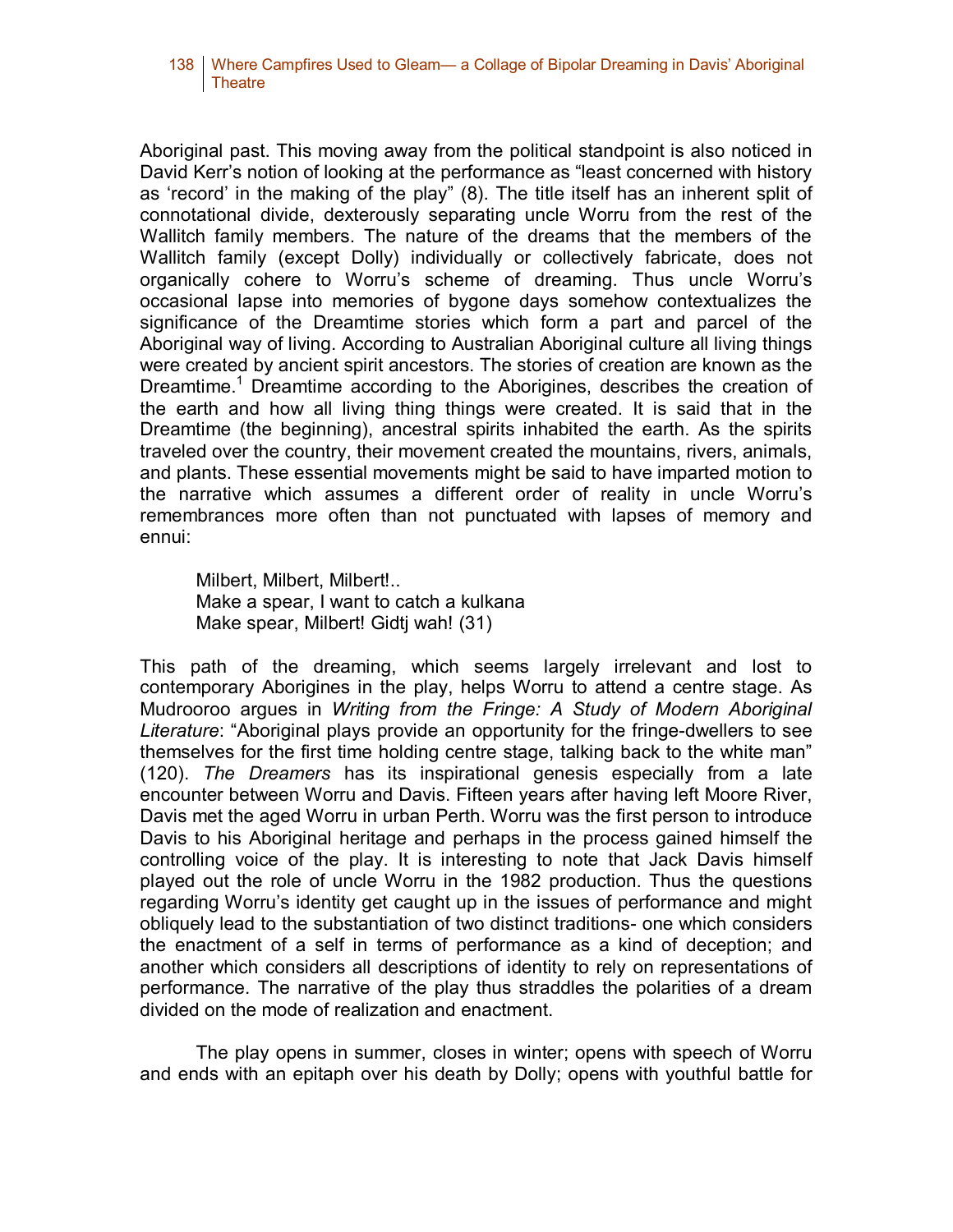Aboriginal past. This moving away from the political standpoint is also noticed in David Kerr's notion of looking at the performance as "least concerned with history as 'record' in the making of the play" (8). The title itself has an inherent split of connotational divide, dexterously separating uncle Worru from the rest of the Wallitch family members. The nature of the dreams that the members of the Wallitch family (except Dolly) individually or collectively fabricate, does not organically cohere to Worru's scheme of dreaming. Thus uncle Worru's occasional lapse into memories of bygone days somehow contextualizes the significance of the Dreamtime stories which form a part and parcel of the Aboriginal way of living. According to Australian Aboriginal culture all living things were created by ancient spirit ancestors. The stories of creation are known as the Dreamtime.[1] Dreamtime according to the Aborigines, describes the creation of the earth and how all living thing things were created. It is said that in the Dreamtime (the beginning), ancestral spirits inhabited the earth. As the spirits traveled over the country, their movement created the mountains, rivers, animals, and plants. These essential movements might be said to have imparted motion to the narrative which assumes a different order of reality in uncle Worru's remembrances more often than not punctuated with lapses of memory and ennui:

> Milbert, Milbert, Milbert!..
> Make a spear, I want to catch a kulkana
> Make spear, Milbert! Gidtj wah! (31)

This path of the dreaming, which seems largely irrelevant and lost to contemporary Aborigines in the play, helps Worru to attend a centre stage. As Mudrooroo argues in *Writing from the Fringe: A Study of Modern Aboriginal Literature*: "Aboriginal plays provide an opportunity for the fringe-dwellers to see themselves for the first time holding centre stage, talking back to the white man" (120). *The Dreamers* has its inspirational genesis especially from a late encounter between Worru and Davis. Fifteen years after having left Moore River, Davis met the aged Worru in urban Perth. Worru was the first person to introduce Davis to his Aboriginal heritage and perhaps in the process gained himself the controlling voice of the play. It is interesting to note that Jack Davis himself played out the role of uncle Worru in the 1982 production. Thus the questions regarding Worru's identity get caught up in the issues of performance and might obliquely lead to the substantiation of two distinct traditions- one which considers the enactment of a self in terms of performance as a kind of deception; and another which considers all descriptions of identity to rely on representations of performance. The narrative of the play thus straddles the polarities of a dream divided on the mode of realization and enactment.

The play opens in summer, closes in winter; opens with speech of Worru and ends with an epitaph over his death by Dolly; opens with youthful battle for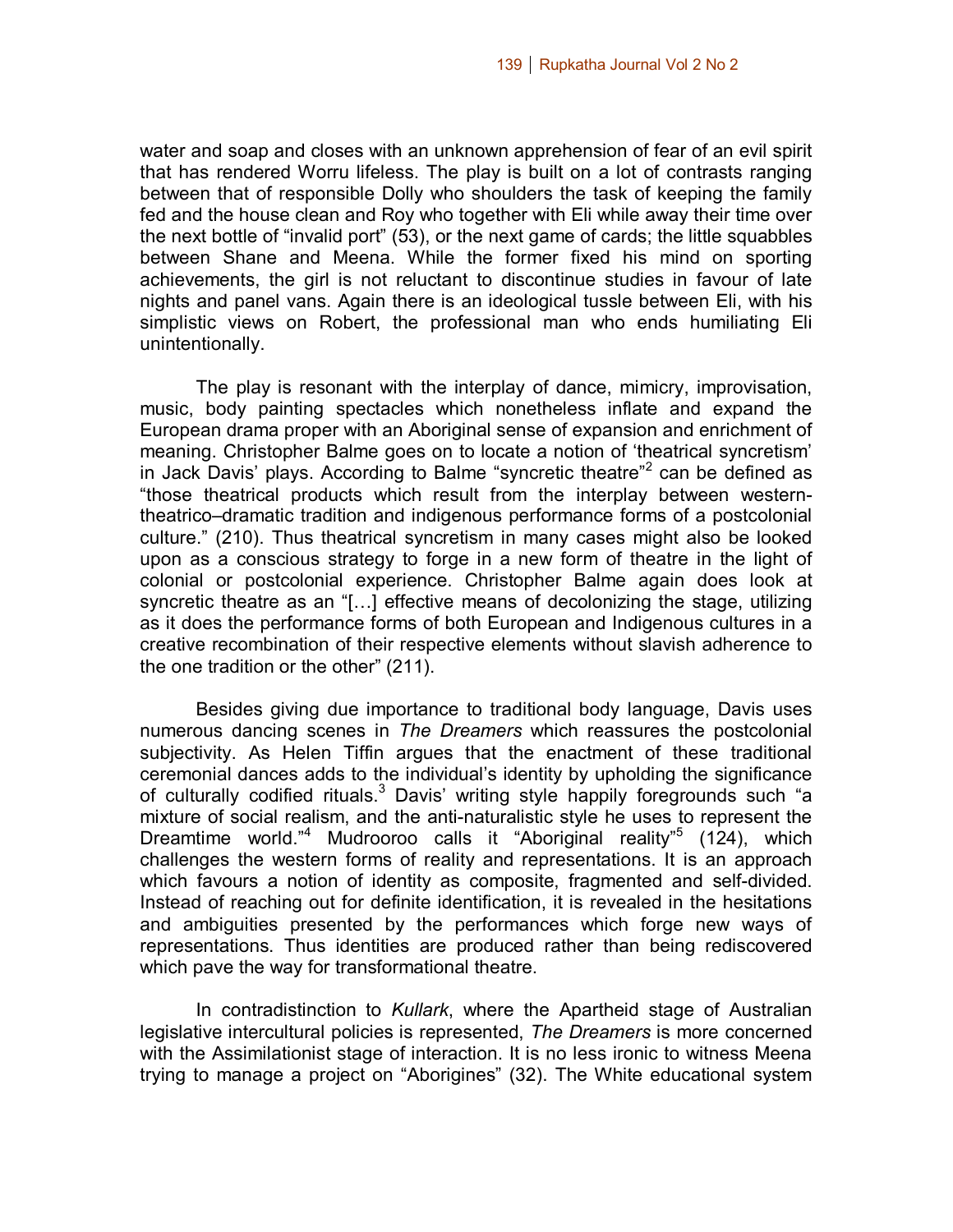water and soap and closes with an unknown apprehension of fear of an evil spirit that has rendered Worru lifeless. The play is built on a lot of contrasts ranging between that of responsible Dolly who shoulders the task of keeping the family fed and the house clean and Roy who together with Eli while away their time over the next bottle of "invalid port" (53), or the next game of cards; the little squabbles between Shane and Meena. While the former fixed his mind on sporting achievements, the girl is not reluctant to discontinue studies in favour of late nights and panel vans. Again there is an ideological tussle between Eli, with his simplistic views on Robert, the professional man who ends humiliating Eli unintentionally.

The play is resonant with the interplay of dance, mimicry, improvisation, music, body painting spectacles which nonetheless inflate and expand the European drama proper with an Aboriginal sense of expansion and enrichment of meaning. Christopher Balme goes on to locate a notion of 'theatrical syncretism' in Jack Davis' plays. According to Balme "syncretic theatre"[2] can be defined as "those theatrical products which result from the interplay between western-theatrico–dramatic tradition and indigenous performance forms of a postcolonial culture." (210). Thus theatrical syncretism in many cases might also be looked upon as a conscious strategy to forge in a new form of theatre in the light of colonial or postcolonial experience. Christopher Balme again does look at syncretic theatre as an "[…] effective means of decolonizing the stage, utilizing as it does the performance forms of both European and Indigenous cultures in a creative recombination of their respective elements without slavish adherence to the one tradition or the other" (211).

Besides giving due importance to traditional body language, Davis uses numerous dancing scenes in *The Dreamers* which reassures the postcolonial subjectivity. As Helen Tiffin argues that the enactment of these traditional ceremonial dances adds to the individual's identity by upholding the significance of culturally codified rituals.[3] Davis' writing style happily foregrounds such "a mixture of social realism, and the anti-naturalistic style he uses to represent the Dreamtime world."[4] Mudrooroo calls it "Aboriginal reality"[5] (124), which challenges the western forms of reality and representations. It is an approach which favours a notion of identity as composite, fragmented and self-divided. Instead of reaching out for definite identification, it is revealed in the hesitations and ambiguities presented by the performances which forge new ways of representations. Thus identities are produced rather than being rediscovered which pave the way for transformational theatre.

In contradistinction to *Kullark*, where the Apartheid stage of Australian legislative intercultural policies is represented, *The Dreamers* is more concerned with the Assimilationist stage of interaction. It is no less ironic to witness Meena trying to manage a project on "Aborigines" (32). The White educational system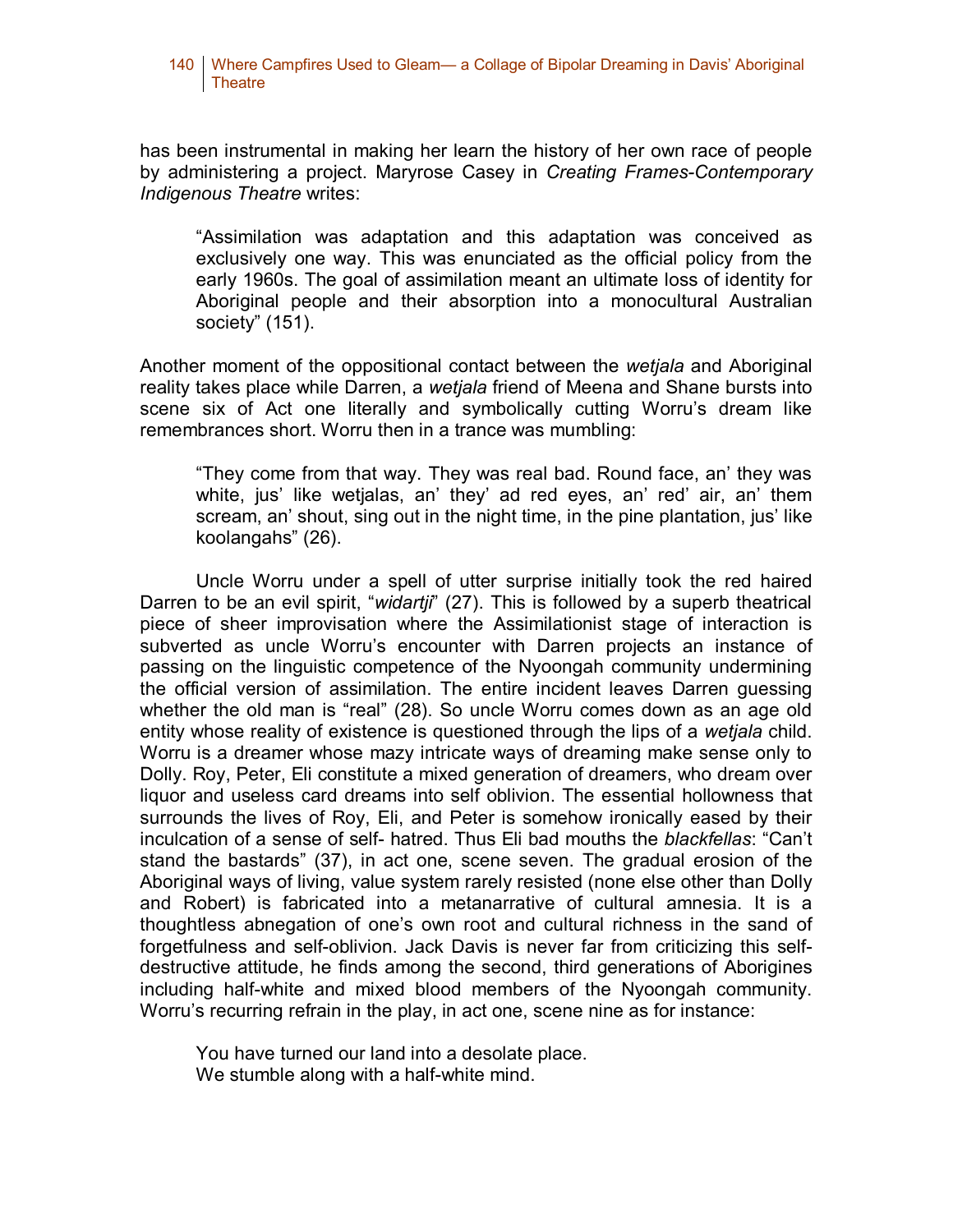has been instrumental in making her learn the history of her own race of people by administering a project. Maryrose Casey in *Creating Frames-Contemporary Indigenous Theatre* writes:

> "Assimilation was adaptation and this adaptation was conceived as exclusively one way. This was enunciated as the official policy from the early 1960s. The goal of assimilation meant an ultimate loss of identity for Aboriginal people and their absorption into a monocultural Australian society" (151).

Another moment of the oppositional contact between the *wetjala* and Aboriginal reality takes place while Darren, a *wetjala* friend of Meena and Shane bursts into scene six of Act one literally and symbolically cutting Worru's dream like remembrances short. Worru then in a trance was mumbling:

> "They come from that way. They was real bad. Round face, an' they was white, jus' like wetjalas, an' they' ad red eyes, an' red' air, an' them scream, an' shout, sing out in the night time, in the pine plantation, jus' like koolangahs" (26).

Uncle Worru under a spell of utter surprise initially took the red haired Darren to be an evil spirit, "*widartji*" (27). This is followed by a superb theatrical piece of sheer improvisation where the Assimilationist stage of interaction is subverted as uncle Worru's encounter with Darren projects an instance of passing on the linguistic competence of the Nyoongah community undermining the official version of assimilation. The entire incident leaves Darren guessing whether the old man is "real" (28). So uncle Worru comes down as an age old entity whose reality of existence is questioned through the lips of a *wetjala* child. Worru is a dreamer whose mazy intricate ways of dreaming make sense only to Dolly. Roy, Peter, Eli constitute a mixed generation of dreamers, who dream over liquor and useless card dreams into self oblivion. The essential hollowness that surrounds the lives of Roy, Eli, and Peter is somehow ironically eased by their inculcation of a sense of self- hatred. Thus Eli bad mouths the *blackfellas*: "Can't stand the bastards" (37), in act one, scene seven. The gradual erosion of the Aboriginal ways of living, value system rarely resisted (none else other than Dolly and Robert) is fabricated into a metanarrative of cultural amnesia. It is a thoughtless abnegation of one's own root and cultural richness in the sand of forgetfulness and self-oblivion. Jack Davis is never far from criticizing this self-destructive attitude, he finds among the second, third generations of Aborigines including half-white and mixed blood members of the Nyoongah community. Worru's recurring refrain in the play, in act one, scene nine as for instance:

> You have turned our land into a desolate place.
> We stumble along with a half-white mind.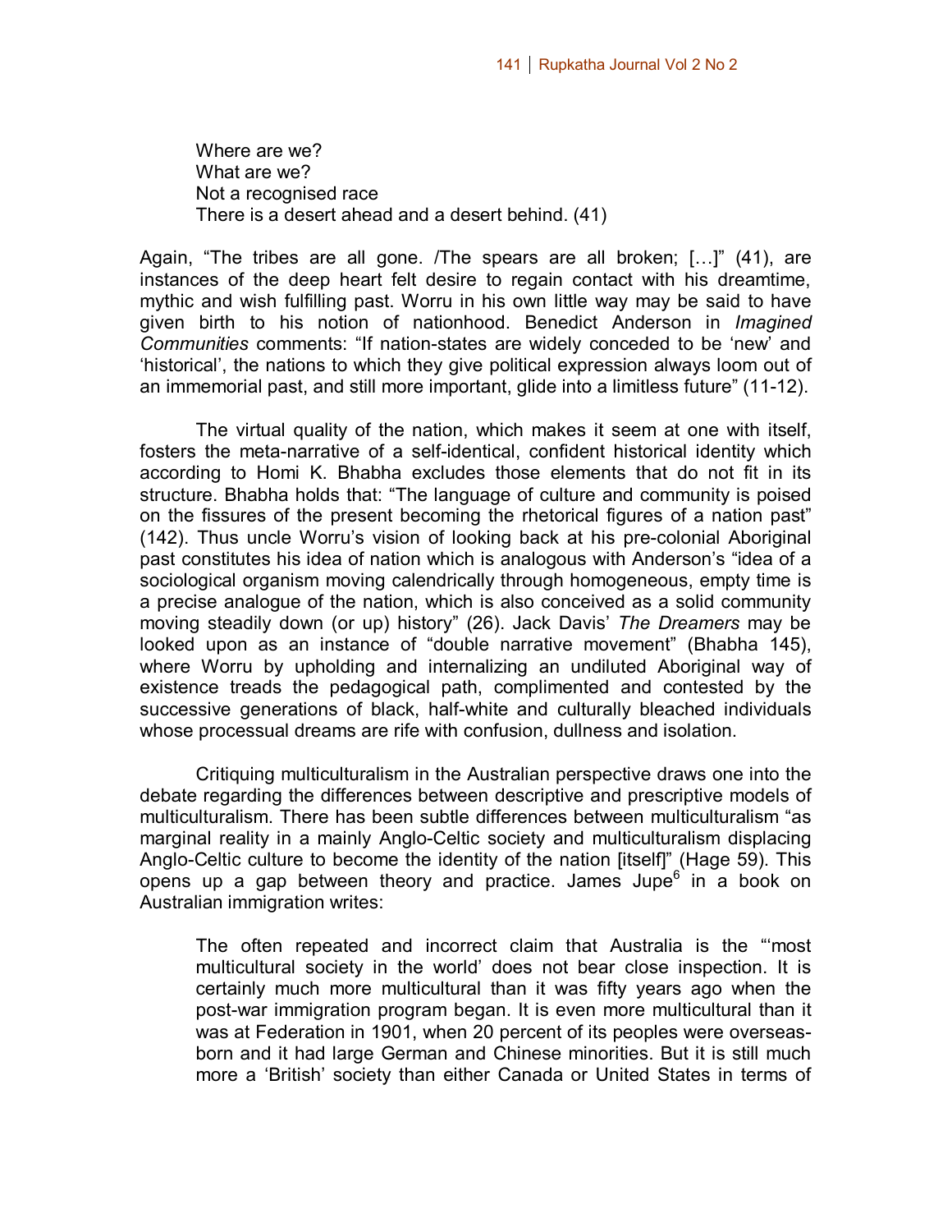> Where are we?
> What are we?
> Not a recognised race
> There is a desert ahead and a desert behind. (41)

Again, "The tribes are all gone. /The spears are all broken; […]" (41), are instances of the deep heart felt desire to regain contact with his dreamtime, mythic and wish fulfilling past. Worru in his own little way may be said to have given birth to his notion of nationhood. Benedict Anderson in *Imagined Communities* comments: "If nation-states are widely conceded to be 'new' and 'historical', the nations to which they give political expression always loom out of an immemorial past, and still more important, glide into a limitless future" (11-12).

The virtual quality of the nation, which makes it seem at one with itself, fosters the meta-narrative of a self-identical, confident historical identity which according to Homi K. Bhabha excludes those elements that do not fit in its structure. Bhabha holds that: "The language of culture and community is poised on the fissures of the present becoming the rhetorical figures of a nation past" (142). Thus uncle Worru's vision of looking back at his pre-colonial Aboriginal past constitutes his idea of nation which is analogous with Anderson's "idea of a sociological organism moving calendrically through homogeneous, empty time is a precise analogue of the nation, which is also conceived as a solid community moving steadily down (or up) history" (26). Jack Davis' *The Dreamers* may be looked upon as an instance of "double narrative movement" (Bhabha 145), where Worru by upholding and internalizing an undiluted Aboriginal way of existence treads the pedagogical path, complimented and contested by the successive generations of black, half-white and culturally bleached individuals whose processual dreams are rife with confusion, dullness and isolation.

Critiquing multiculturalism in the Australian perspective draws one into the debate regarding the differences between descriptive and prescriptive models of multiculturalism. There has been subtle differences between multiculturalism "as marginal reality in a mainly Anglo-Celtic society and multiculturalism displacing Anglo-Celtic culture to become the identity of the nation [itself]" (Hage 59). This opens up a gap between theory and practice. James Jupe[6] in a book on Australian immigration writes:

> The often repeated and incorrect claim that Australia is the "'most multicultural society in the world' does not bear close inspection. It is certainly much more multicultural than it was fifty years ago when the post-war immigration program began. It is even more multicultural than it was at Federation in 1901, when 20 percent of its peoples were overseas-born and it had large German and Chinese minorities. But it is still much more a 'British' society than either Canada or United States in terms of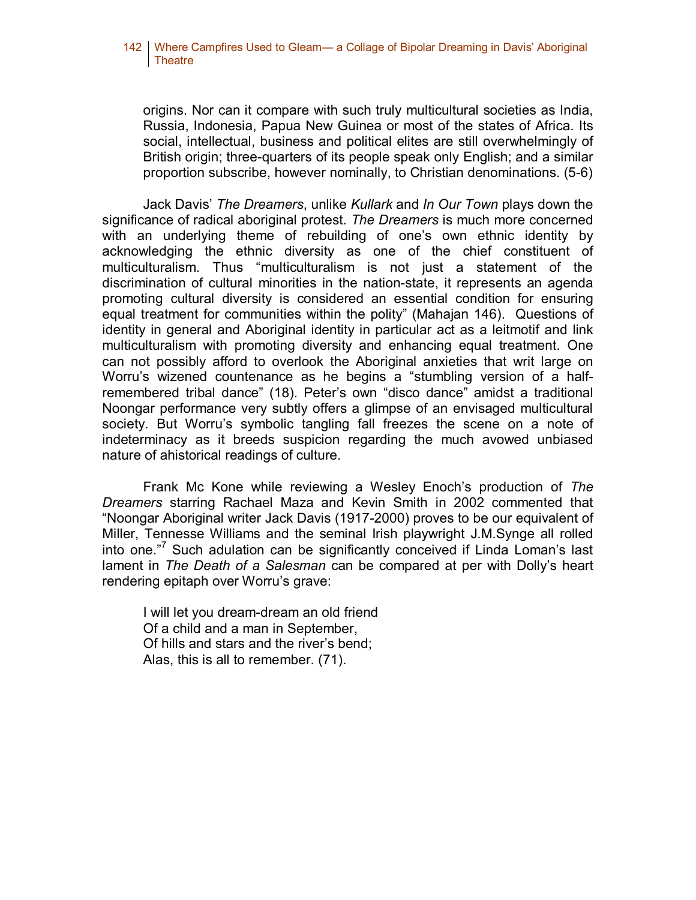> origins. Nor can it compare with such truly multicultural societies as India, Russia, Indonesia, Papua New Guinea or most of the states of Africa. Its social, intellectual, business and political elites are still overwhelmingly of British origin; three-quarters of its people speak only English; and a similar proportion subscribe, however nominally, to Christian denominations. (5-6)

Jack Davis' *The Dreamers*, unlike *Kullark* and *In Our Town* plays down the significance of radical aboriginal protest. *The Dreamers* is much more concerned with an underlying theme of rebuilding of one's own ethnic identity by acknowledging the ethnic diversity as one of the chief constituent of multiculturalism. Thus "multiculturalism is not just a statement of the discrimination of cultural minorities in the nation-state, it represents an agenda promoting cultural diversity is considered an essential condition for ensuring equal treatment for communities within the polity" (Mahajan 146). Questions of identity in general and Aboriginal identity in particular act as a leitmotif and link multiculturalism with promoting diversity and enhancing equal treatment. One can not possibly afford to overlook the Aboriginal anxieties that writ large on Worru's wizened countenance as he begins a "stumbling version of a half-remembered tribal dance" (18). Peter's own "disco dance" amidst a traditional Noongar performance very subtly offers a glimpse of an envisaged multicultural society. But Worru's symbolic tangling fall freezes the scene on a note of indeterminacy as it breeds suspicion regarding the much avowed unbiased nature of ahistorical readings of culture.

Frank Mc Kone while reviewing a Wesley Enoch's production of *The Dreamers* starring Rachael Maza and Kevin Smith in 2002 commented that "Noongar Aboriginal writer Jack Davis (1917-2000) proves to be our equivalent of Miller, Tennesse Williams and the seminal Irish playwright J.M.Synge all rolled into one."[7] Such adulation can be significantly conceived if Linda Loman's last lament in *The Death of a Salesman* can be compared at per with Dolly's heart rendering epitaph over Worru's grave:

> I will let you dream-dream an old friend
> Of a child and a man in September,
> Of hills and stars and the river's bend;
> Alas, this is all to remember. (71).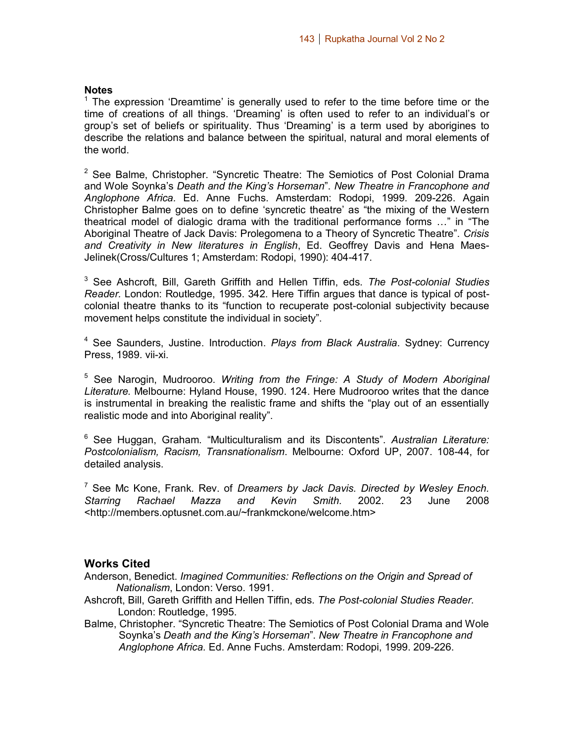## Notes

[1] The expression 'Dreamtime' is generally used to refer to the time before time or the time of creations of all things. 'Dreaming' is often used to refer to an individual's or group's set of beliefs or spirituality. Thus 'Dreaming' is a term used by aborigines to describe the relations and balance between the spiritual, natural and moral elements of the world.

[2] See Balme, Christopher. "Syncretic Theatre: The Semiotics of Post Colonial Drama and Wole Soynka's *Death and the King's Horseman*". *New Theatre in Francophone and Anglophone Africa.* Ed. Anne Fuchs. Amsterdam: Rodopi, 1999. 209-226. Again Christopher Balme goes on to define 'syncretic theatre' as "the mixing of the Western theatrical model of dialogic drama with the traditional performance forms …" in "The Aboriginal Theatre of Jack Davis: Prolegomena to a Theory of Syncretic Theatre". *Crisis and Creativity in New literatures in English*, Ed. Geoffrey Davis and Hena Maes-Jelinek(Cross/Cultures 1; Amsterdam: Rodopi, 1990): 404-417.

[3] See Ashcroft, Bill, Gareth Griffith and Hellen Tiffin, eds. *The Post-colonial Studies Reader.* London: Routledge, 1995. 342. Here Tiffin argues that dance is typical of post-colonial theatre thanks to its "function to recuperate post-colonial subjectivity because movement helps constitute the individual in society".

[4] See Saunders, Justine. Introduction. *Plays from Black Australia*. Sydney: Currency Press, 1989. vii-xi.

[5] See Narogin, Mudrooroo. *Writing from the Fringe: A Study of Modern Aboriginal Literature.* Melbourne: Hyland House, 1990. 124. Here Mudrooroo writes that the dance is instrumental in breaking the realistic frame and shifts the "play out of an essentially realistic mode and into Aboriginal reality".

[6] See Huggan, Graham. "Multiculturalism and its Discontents". *Australian Literature: Postcolonialism, Racism, Transnationalism*. Melbourne: Oxford UP, 2007. 108-44, for detailed analysis.

[7] See Mc Kone, Frank. Rev. of *Dreamers by Jack Davis. Directed by Wesley Enoch. Starring Rachael Mazza and Kevin Smith.* 2002. 23 June 2008 <http://members.optusnet.com.au/~frankmckone/welcome.htm>

## Works Cited

Anderson, Benedict. *Imagined Communities: Reflections on the Origin and Spread of Nationalism*, London: Verso. 1991.

Ashcroft, Bill, Gareth Griffith and Hellen Tiffin, eds. *The Post-colonial Studies Reader.* London: Routledge, 1995.

Balme, Christopher. "Syncretic Theatre: The Semiotics of Post Colonial Drama and Wole Soynka's *Death and the King's Horseman*". *New Theatre in Francophone and Anglophone Africa.* Ed. Anne Fuchs. Amsterdam: Rodopi, 1999. 209-226.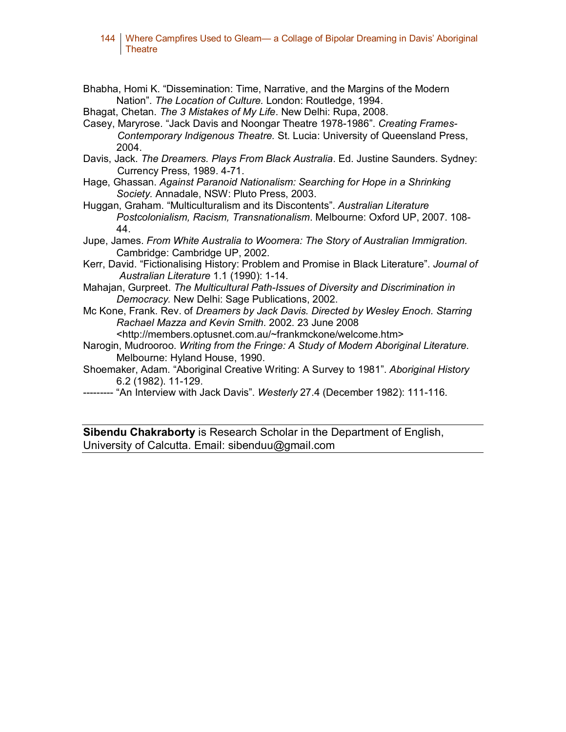Bhabha, Homi K. "Dissemination: Time, Narrative, and the Margins of the Modern Nation". *The Location of Culture.* London: Routledge, 1994.

Bhagat, Chetan. *The 3 Mistakes of My Life*. New Delhi: Rupa, 2008.

Casey, Maryrose. "Jack Davis and Noongar Theatre 1978-1986". *Creating Frames-Contemporary Indigenous Theatre.* St. Lucia: University of Queensland Press, 2004.

Davis, Jack. *The Dreamers. Plays From Black Australia*. Ed. Justine Saunders. Sydney: Currency Press, 1989. 4-71.

Hage, Ghassan. *Against Paranoid Nationalism: Searching for Hope in a Shrinking Society.* Annadale, NSW: Pluto Press, 2003.

Huggan, Graham. "Multiculturalism and its Discontents". *Australian Literature Postcolonialism, Racism, Transnationalism*. Melbourne: Oxford UP, 2007. 108-44.

Jupe, James. *From White Australia to Woomera: The Story of Australian Immigration.* Cambridge: Cambridge UP, 2002.

Kerr, David. "Fictionalising History: Problem and Promise in Black Literature". *Journal of Australian Literature* 1.1 (1990): 1-14.

Mahajan, Gurpreet. *The Multicultural Path-Issues of Diversity and Discrimination in Democracy.* New Delhi: Sage Publications, 2002.

Mc Kone, Frank. Rev. of *Dreamers by Jack Davis. Directed by Wesley Enoch. Starring Rachael Mazza and Kevin Smith.* 2002. 23 June 2008 <http://members.optusnet.com.au/~frankmckone/welcome.htm>

Narogin, Mudrooroo. *Writing from the Fringe: A Study of Modern Aboriginal Literature.* Melbourne: Hyland House, 1990.

Shoemaker, Adam. "Aboriginal Creative Writing: A Survey to 1981". *Aboriginal History* 6.2 (1982). 11-129.

--------- "An Interview with Jack Davis". *Westerly* 27.4 (December 1982): 111-116.

---

**Sibendu Chakraborty** is Research Scholar in the Department of English, University of Calcutta. Email: sibenduu@gmail.com